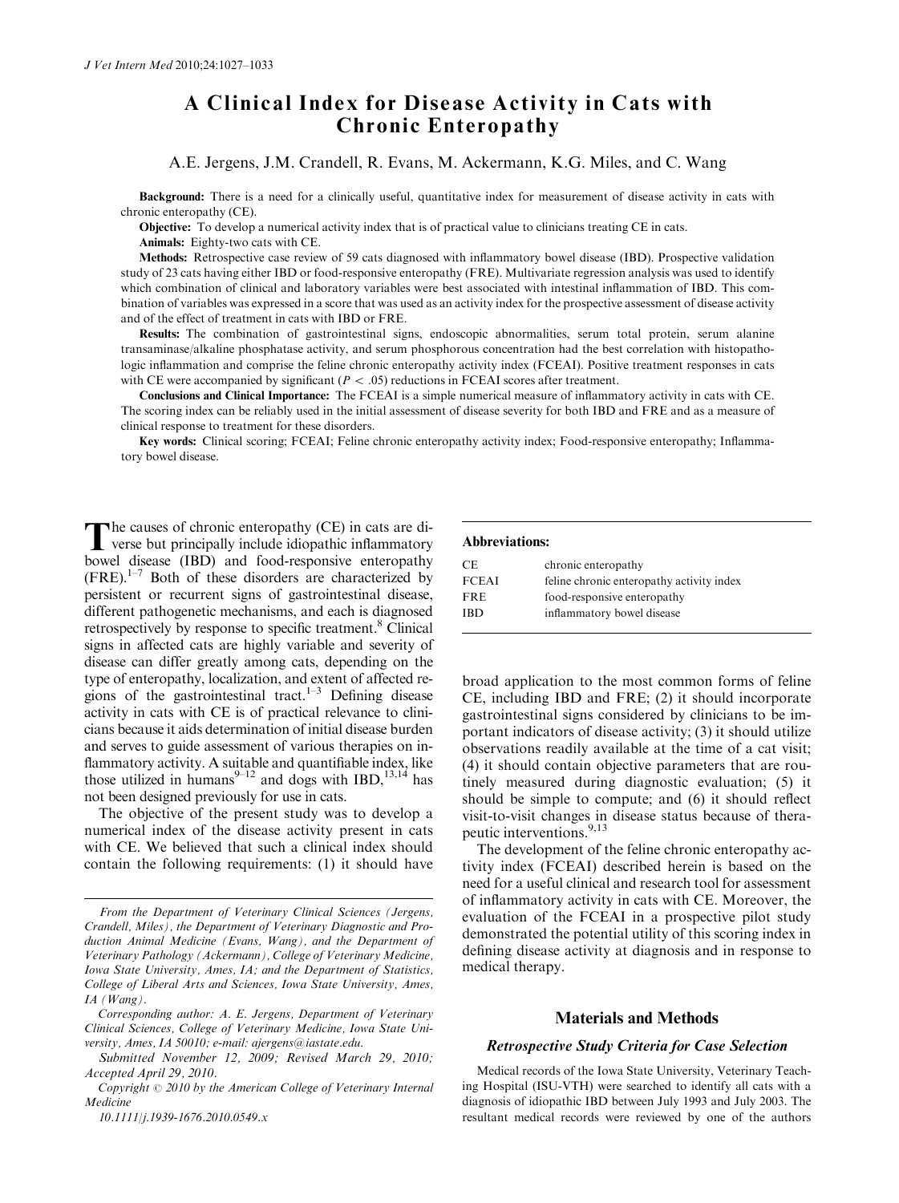# A Clinical Index for Disease Activity in Cats with Chronic Enteropathy

A.E. Jergens, J.M. Crandell, R. Evans, M. Ackermann, K.G. Miles, and C. Wang

**Background:** There is a need for a clinically useful, quantitative index for measurement of disease activity in cats with chronic enteropathy (CE).

**Objective:** To develop a numerical activity index that is of practical value to clinicians treating CE in cats.

**Animals:** Eighty-two cats with CE.

**Methods:** Retrospective case review of 59 cats diagnosed with inflammatory bowel disease (IBD). Prospective validation study of 23 cats having either IBD or food-responsive enteropathy (FRE). Multivariate regression analysis was used to identify which combination of clinical and laboratory variables were best associated with intestinal inflammation of IBD. This combination of variables was expressed in a score that was used as an activity index for the prospective assessment of disease activity and of the effect of treatment in cats with IBD or FRE.

**Results:** The combination of gastrointestinal signs, endoscopic abnormalities, serum total protein, serum alanine transaminase/alkaline phosphatase activity, and serum phosphorous concentration had the best correlation with histopathologic inflammation and comprise the feline chronic enteropathy activity index (FCEAI). Positive treatment responses in cats with CE were accompanied by significant ($P < .05$) reductions in FCEAI scores after treatment.

**Conclusions and Clinical Importance:** The FCEAI is a simple numerical measure of inflammatory activity in cats with CE. The scoring index can be reliably used in the initial assessment of disease severity for both IBD and FRE and as a measure of clinical response to treatment for these disorders.

**Key words:** Clinical scoring; FCEAI; Feline chronic enteropathy activity index; Food-responsive enteropathy; Inflammatory bowel disease.

The causes of chronic enteropathy (CE) in cats are diverse but principally include idiopathic inflammatory bowel disease (IBD) and food-responsive enteropathy (FRE).[1–7] Both of these disorders are characterized by persistent or recurrent signs of gastrointestinal disease, different pathogenetic mechanisms, and each is diagnosed retrospectively by response to specific treatment.[8] Clinical signs in affected cats are highly variable and severity of disease can differ greatly among cats, depending on the type of enteropathy, localization, and extent of affected regions of the gastrointestinal tract.[1–3] Defining disease activity in cats with CE is of practical relevance to clinicians because it aids determination of initial disease burden and serves to guide assessment of various therapies on inflammatory activity. A suitable and quantifiable index, like those utilized in humans[9–12] and dogs with IBD,[13,14] has not been designed previously for use in cats.

The objective of the present study was to develop a numerical index of the disease activity present in cats with CE. We believed that such a clinical index should contain the following requirements: (1) it should have broad application to the most common forms of feline CE, including IBD and FRE; (2) it should incorporate gastrointestinal signs considered by clinicians to be important indicators of disease activity; (3) it should utilize observations readily available at the time of a cat visit; (4) it should contain objective parameters that are routinely measured during diagnostic evaluation; (5) it should be simple to compute; and (6) it should reflect visit-to-visit changes in disease status because of therapeutic interventions.[9,13]

The development of the feline chronic enteropathy activity index (FCEAI) described herein is based on the need for a useful clinical and research tool for assessment of inflammatory activity in cats with CE. Moreover, the evaluation of the FCEAI in a prospective pilot study demonstrated the potential utility of this scoring index in defining disease activity at diagnosis and in response to medical therapy.

**Abbreviations:**

| | |
|---|---|
| CE | chronic enteropathy |
| FCEAI | feline chronic enteropathy activity index |
| FRE | food-responsive enteropathy |
| IBD | inflammatory bowel disease |

*From the Department of Veterinary Clinical Sciences (Jergens, Crandell, Miles), the Department of Veterinary Diagnostic and Production Animal Medicine (Evans, Wang), and the Department of Veterinary Pathology (Ackermann), College of Veterinary Medicine, Iowa State University, Ames, IA; and the Department of Statistics, College of Liberal Arts and Sciences, Iowa State University, Ames, IA (Wang).*

*Corresponding author: A. E. Jergens, Department of Veterinary Clinical Sciences, College of Veterinary Medicine, Iowa State University, Ames, IA 50010; e-mail: ajergens@iastate.edu.*

*Submitted November 12, 2009; Revised March 29, 2010; Accepted April 29, 2010.*

*Copyright © 2010 by the American College of Veterinary Internal Medicine*

*10.1111/j.1939-1676.2010.0549.x*

## Materials and Methods

### Retrospective Study Criteria for Case Selection

Medical records of the Iowa State University, Veterinary Teaching Hospital (ISU-VTH) were searched to identify all cats with a diagnosis of idiopathic IBD between July 1993 and July 2003. The resultant medical records were reviewed by one of the authors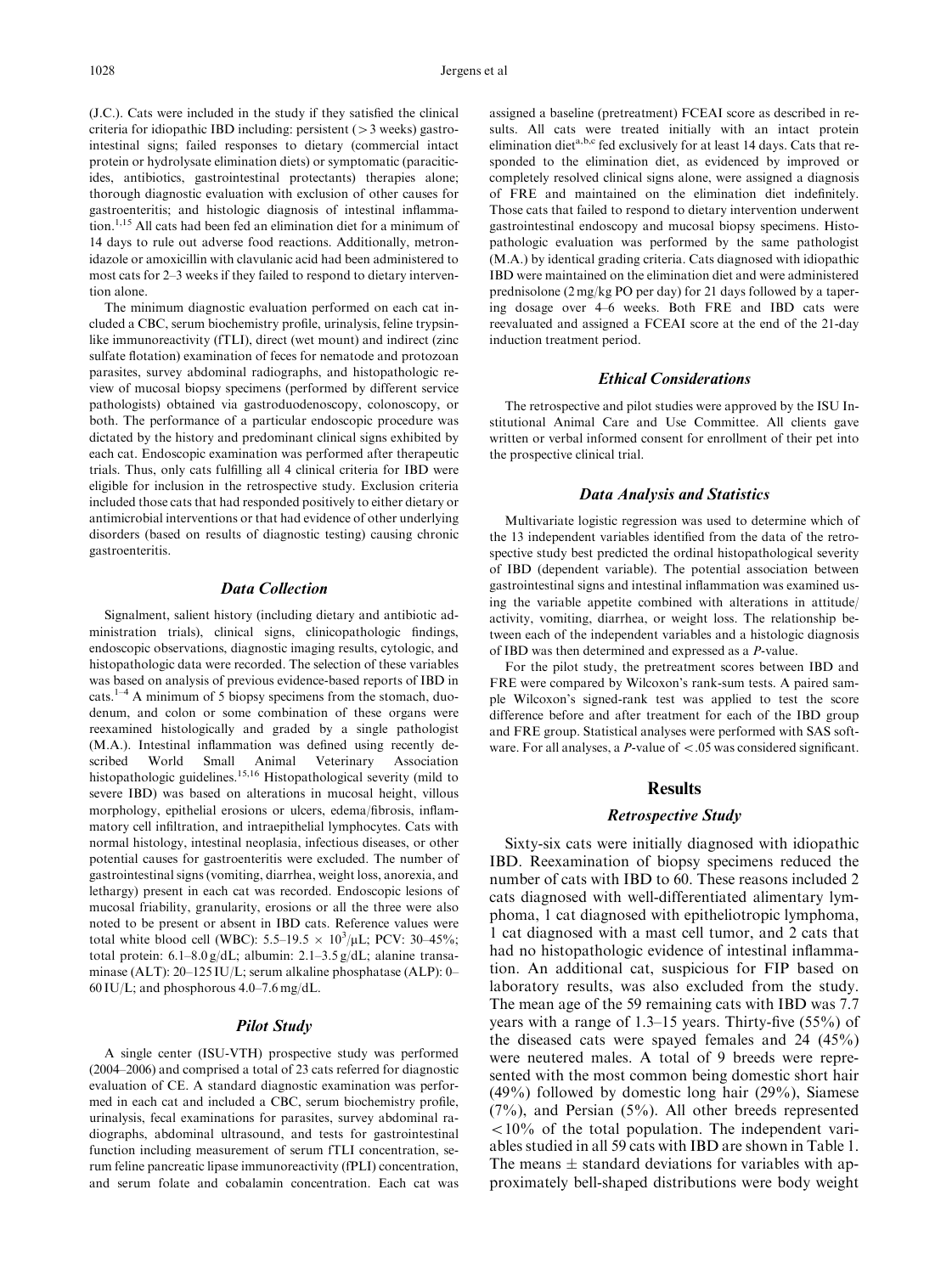(J.C.). Cats were included in the study if they satisfied the clinical criteria for idiopathic IBD including: persistent (> 3 weeks) gastrointestinal signs; failed responses to dietary (commercial intact protein or hydrolysate elimination diets) or symptomatic (paraciticides, antibiotics, gastrointestinal protectants) therapies alone; thorough diagnostic evaluation with exclusion of other causes for gastroenteritis; and histologic diagnosis of intestinal inflammation.[1,15] All cats had been fed an elimination diet for a minimum of 14 days to rule out adverse food reactions. Additionally, metronidazole or amoxicillin with clavulanic acid had been administered to most cats for 2–3 weeks if they failed to respond to dietary intervention alone.

The minimum diagnostic evaluation performed on each cat included a CBC, serum biochemistry profile, urinalysis, feline trypsin-like immunoreactivity (fTLI), direct (wet mount) and indirect (zinc sulfate flotation) examination of feces for nematode and protozoan parasites, survey abdominal radiographs, and histopathologic review of mucosal biopsy specimens (performed by different service pathologists) obtained via gastroduodenoscopy, colonoscopy, or both. The performance of a particular endoscopic procedure was dictated by the history and predominant clinical signs exhibited by each cat. Endoscopic examination was performed after therapeutic trials. Thus, only cats fulfilling all 4 clinical criteria for IBD were eligible for inclusion in the retrospective study. Exclusion criteria included those cats that had responded positively to either dietary or antimicrobial interventions or that had evidence of other underlying disorders (based on results of diagnostic testing) causing chronic gastroenteritis.

### Data Collection

Signalment, salient history (including dietary and antibiotic administration trials), clinical signs, clinicopathologic findings, endoscopic observations, diagnostic imaging results, cytologic, and histopathologic data were recorded. The selection of these variables was based on analysis of previous evidence-based reports of IBD in cats.[1–4] A minimum of 5 biopsy specimens from the stomach, duodenum, and colon or some combination of these organs were reexamined histologically and graded by a single pathologist (M.A.). Intestinal inflammation was defined using recently described World Small Animal Veterinary Association histopathologic guidelines.[15,16] Histopathological severity (mild to severe IBD) was based on alterations in mucosal height, villous morphology, epithelial erosions or ulcers, edema/fibrosis, inflammatory cell infiltration, and intraepithelial lymphocytes. Cats with normal histology, intestinal neoplasia, infectious diseases, or other potential causes for gastroenteritis were excluded. The number of gastrointestinal signs (vomiting, diarrhea, weight loss, anorexia, and lethargy) present in each cat was recorded. Endoscopic lesions of mucosal friability, granularity, erosions or all the three were also noted to be present or absent in IBD cats. Reference values were total white blood cell (WBC): 5.5–19.5 $\times$ $10^3/\mu L$; PCV: 30–45%; total protein: 6.1–8.0 g/dL; albumin: 2.1–3.5 g/dL; alanine transaminase (ALT): 20–125 IU/L; serum alkaline phosphatase (ALP): 0–60 IU/L; and phosphorous 4.0–7.6 mg/dL.

### Pilot Study

A single center (ISU-VTH) prospective study was performed (2004–2006) and comprised a total of 23 cats referred for diagnostic evaluation of CE. A standard diagnostic examination was performed in each cat and included a CBC, serum biochemistry profile, urinalysis, fecal examinations for parasites, survey abdominal radiographs, abdominal ultrasound, and tests for gastrointestinal function including measurement of serum fTLI concentration, serum feline pancreatic lipase immunoreactivity (fPLI) concentration, and serum folate and cobalamin concentration. Each cat was assigned a baseline (pretreatment) FCEAI score as described in results. All cats were treated initially with an intact protein elimination diet[a,b,c] fed exclusively for at least 14 days. Cats that responded to the elimination diet, as evidenced by improved or completely resolved clinical signs alone, were assigned a diagnosis of FRE and maintained on the elimination diet indefinitely. Those cats that failed to respond to dietary intervention underwent gastrointestinal endoscopy and mucosal biopsy specimens. Histopathologic evaluation was performed by the same pathologist (M.A.) by identical grading criteria. Cats diagnosed with idiopathic IBD were maintained on the elimination diet and were administered prednisolone (2 mg/kg PO per day) for 21 days followed by a tapering dosage over 4–6 weeks. Both FRE and IBD cats were reevaluated and assigned a FCEAI score at the end of the 21-day induction treatment period.

### Ethical Considerations

The retrospective and pilot studies were approved by the ISU Institutional Animal Care and Use Committee. All clients gave written or verbal informed consent for enrollment of their pet into the prospective clinical trial.

### Data Analysis and Statistics

Multivariate logistic regression was used to determine which of the 13 independent variables identified from the data of the retrospective study best predicted the ordinal histopathological severity of IBD (dependent variable). The potential association between gastrointestinal signs and intestinal inflammation was examined using the variable appetite combined with alterations in attitude/activity, vomiting, diarrhea, or weight loss. The relationship between each of the independent variables and a histologic diagnosis of IBD was then determined and expressed as a $P$-value.

For the pilot study, the pretreatment scores between IBD and FRE were compared by Wilcoxon's rank-sum tests. A paired sample Wilcoxon's signed-rank test was applied to test the score difference before and after treatment for each of the IBD group and FRE group. Statistical analyses were performed with SAS software. For all analyses, a $P$-value of $< .05$ was considered significant.

## Results

### Retrospective Study

Sixty-six cats were initially diagnosed with idiopathic IBD. Reexamination of biopsy specimens reduced the number of cats with IBD to 60. These reasons included 2 cats diagnosed with well-differentiated alimentary lymphoma, 1 cat diagnosed with epitheliotropic lymphoma, 1 cat diagnosed with a mast cell tumor, and 2 cats that had no histopathologic evidence of intestinal inflammation. An additional cat, suspicious for FIP based on laboratory results, was also excluded from the study. The mean age of the 59 remaining cats with IBD was 7.7 years with a range of 1.3–15 years. Thirty-five (55%) of the diseased cats were spayed females and 24 (45%) were neutered males. A total of 9 breeds were represented with the most common being domestic short hair (49%) followed by domestic long hair (29%), Siamese (7%), and Persian (5%). All other breeds represented <10% of the total population. The independent variables studied in all 59 cats with IBD are shown in Table 1. The means $\pm$ standard deviations for variables with approximately bell-shaped distributions were body weight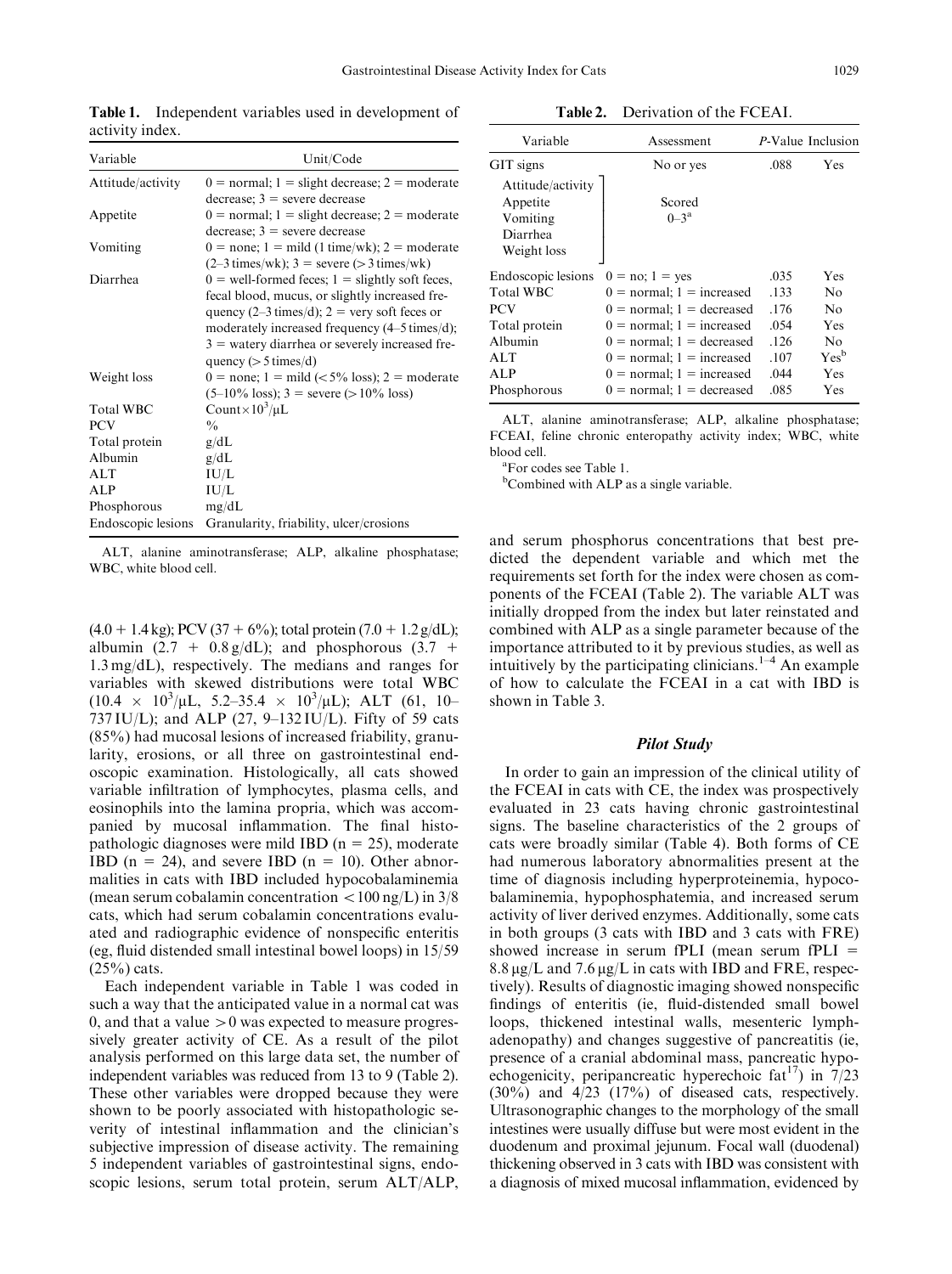**Table 1.** Independent variables used in development of activity index.

| Variable | Unit/Code |
|---|---|
| Attitude/activity | 0 = normal; 1 = slight decrease; 2 = moderate decrease; 3 = severe decrease |
| Appetite | 0 = normal; 1 = slight decrease; 2 = moderate decrease; 3 = severe decrease |
| Vomiting | 0 = none; 1 = mild (1 time/wk); 2 = moderate (2–3 times/wk); 3 = severe (> 3 times/wk) |
| Diarrhea | 0 = well-formed feces; 1 = slightly soft feces, fecal blood, mucus, or slightly increased frequency (2–3 times/d); 2 = very soft feces or moderately increased frequency (4–5 times/d); 3 = watery diarrhea or severely increased frequency (> 5 times/d) |
| Weight loss | 0 = none; 1 = mild (< 5% loss); 2 = moderate (5–10% loss); 3 = severe (> 10% loss) |
| Total WBC | Count $\times 10^3$/μL |
| PCV | % |
| Total protein | g/dL |
| Albumin | g/dL |
| ALT | IU/L |
| ALP | IU/L |
| Phosphorous | mg/dL |
| Endoscopic lesions | Granularity, friability, ulcer/erosions |

ALT, alanine aminotransferase; ALP, alkaline phosphatase; WBC, white blood cell.

(4.0 + 1.4 kg); PCV (37 + 6%); total protein (7.0 + 1.2 g/dL); albumin (2.7 + 0.8 g/dL); and phosphorous (3.7 + 1.3 mg/dL), respectively. The medians and ranges for variables with skewed distributions were total WBC ($10.4 \times 10^3$/μL, 5.2–35.4 $\times 10^3$/μL); ALT (61, 10–737 IU/L); and ALP (27, 9–132 IU/L). Fifty of 59 cats (85%) had mucosal lesions of increased friability, granularity, erosions, or all three on gastrointestinal endoscopic examination. Histologically, all cats showed variable infiltration of lymphocytes, plasma cells, and eosinophils into the lamina propria, which was accompanied by mucosal inflammation. The final histopathologic diagnoses were mild IBD (n = 25), moderate IBD (n = 24), and severe IBD (n = 10). Other abnormalities in cats with IBD included hypocobalaminemia (mean serum cobalamin concentration < 100 ng/L) in 3/8 cats, which had serum cobalamin concentrations evaluated and radiographic evidence of nonspecific enteritis (eg, fluid distended small intestinal bowel loops) in 15/59 (25%) cats.

Each independent variable in Table 1 was coded in such a way that the anticipated value in a normal cat was 0, and that a value > 0 was expected to measure progressively greater activity of CE. As a result of the pilot analysis performed on this large data set, the number of independent variables was reduced from 13 to 9 (Table 2). These other variables were dropped because they were shown to be poorly associated with histopathologic severity of intestinal inflammation and the clinician's subjective impression of disease activity. The remaining 5 independent variables of gastrointestinal signs, endoscopic lesions, serum total protein, serum ALT/ALP, and serum phosphorus concentrations that best predicted the dependent variable and which met the requirements set forth for the index were chosen as components of the FCEAI (Table 2). The variable ALT was initially dropped from the index but later reinstated and combined with ALP as a single parameter because of the importance attributed to it by previous studies, as well as intuitively by the participating clinicians.[1–4] An example of how to calculate the FCEAI in a cat with IBD is shown in Table 3.

**Table 2.** Derivation of the FCEAI.

| Variable | Assessment | P-Value | Inclusion |
|---|---|---|---|
| GIT signs | No or yes | .088 | Yes |
| Attitude/activity, Appetite, Vomiting, Diarrhea, Weight loss | Scored 0–3[a] | | |
| Endoscopic lesions | 0 = no; 1 = yes | .035 | Yes |
| Total WBC | 0 = normal; 1 = increased | .133 | No |
| PCV | 0 = normal; 1 = decreased | .176 | No |
| Total protein | 0 = normal; 1 = increased | .054 | Yes |
| Albumin | 0 = normal; 1 = decreased | .126 | No |
| ALT | 0 = normal; 1 = increased | .107 | Yes[b] |
| ALP | 0 = normal; 1 = increased | .044 | Yes |
| Phosphorous | 0 = normal; 1 = decreased | .085 | Yes |

ALT, alanine aminotransferase; ALP, alkaline phosphatase; FCEAI, feline chronic enteropathy activity index; WBC, white blood cell.

[a]For codes see Table 1.

[b]Combined with ALP as a single variable.

### Pilot Study

In order to gain an impression of the clinical utility of the FCEAI in cats with CE, the index was prospectively evaluated in 23 cats having chronic gastrointestinal signs. The baseline characteristics of the 2 groups of cats were broadly similar (Table 4). Both forms of CE had numerous laboratory abnormalities present at the time of diagnosis including hyperproteinemia, hypocobalaminemia, hypophosphatemia, and increased serum activity of liver derived enzymes. Additionally, some cats in both groups (3 cats with IBD and 3 cats with FRE) showed increase in serum fPLI (mean serum fPLI = 8.8 μg/L and 7.6 μg/L in cats with IBD and FRE, respectively). Results of diagnostic imaging showed nonspecific findings of enteritis (ie, fluid-distended small bowel loops, thickened intestinal walls, mesenteric lymphadenopathy) and changes suggestive of pancreatitis (ie, presence of a cranial abdominal mass, pancreatic hypoechogenicity, peripancreatic hyperechoic fat[17]) in 7/23 (30%) and 4/23 (17%) of diseased cats, respectively. Ultrasonographic changes to the morphology of the small intestines were usually diffuse but were most evident in the duodenum and proximal jejunum. Focal wall (duodenal) thickening observed in 3 cats with IBD was consistent with a diagnosis of mixed mucosal inflammation, evidenced by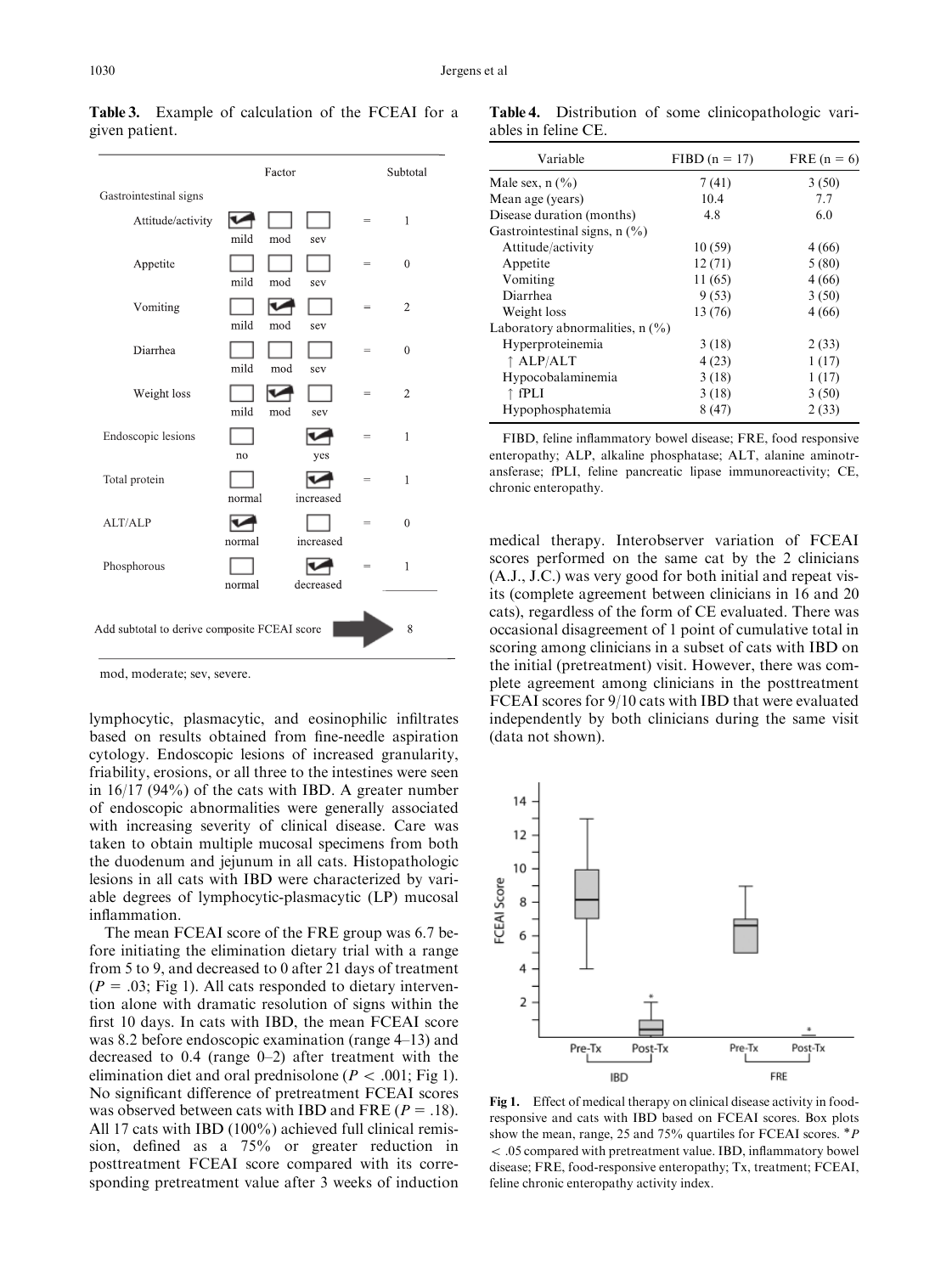**Table 3.** Example of calculation of the FCEAI for a given patient.

| | Factor | | | | Subtotal |
|---|---|---|---|---|---|
| Gastrointestinal signs | | | | | |
| Attitude/activity | ✔ mild | mod | sev | = | 1 |
| Appetite | mild | mod | sev | = | 0 |
| Vomiting | mild | ✔ mod | sev | = | 2 |
| Diarrhea | mild | mod | sev | = | 0 |
| Weight loss | mild | ✔ mod | sev | = | 2 |
| Endoscopic lesions | no | | ✔ yes | = | 1 |
| Total protein | normal | | ✔ increased | = | 1 |
| ALT/ALP | ✔ normal | | increased | = | 0 |
| Phosphorous | normal | | ✔ decreased | = | 1 |
| Add subtotal to derive composite FCEAI score | | | | | 8 |

mod, moderate; sev, severe.

lymphocytic, plasmacytic, and eosinophilic infiltrates based on results obtained from fine-needle aspiration cytology. Endoscopic lesions of increased granularity, friability, erosions, or all three to the intestines were seen in 16/17 (94%) of the cats with IBD. A greater number of endoscopic abnormalities were generally associated with increasing severity of clinical disease. Care was taken to obtain multiple mucosal specimens from both the duodenum and jejunum in all cats. Histopathologic lesions in all cats with IBD were characterized by variable degrees of lymphocytic-plasmacytic (LP) mucosal inflammation.

The mean FCEAI score of the FRE group was 6.7 before initiating the elimination dietary trial with a range from 5 to 9, and decreased to 0 after 21 days of treatment ($P = .03$; Fig 1). All cats responded to dietary intervention alone with dramatic resolution of signs within the first 10 days. In cats with IBD, the mean FCEAI score was 8.2 before endoscopic examination (range 4–13) and decreased to 0.4 (range 0–2) after treatment with the elimination diet and oral prednisolone ($P < .001$; Fig 1). No significant difference of pretreatment FCEAI scores was observed between cats with IBD and FRE ($P = .18$). All 17 cats with IBD (100%) achieved full clinical remission, defined as a 75% or greater reduction in posttreatment FCEAI score compared with its corresponding pretreatment value after 3 weeks of induction medical therapy. Interobserver variation of FCEAI scores performed on the same cat by the 2 clinicians (A.J., J.C.) was very good for both initial and repeat visits (complete agreement between clinicians in 16 and 20 cats), regardless of the form of CE evaluated. There was occasional disagreement of 1 point of cumulative total in scoring among clinicians in a subset of cats with IBD on the initial (pretreatment) visit. However, there was complete agreement among clinicians in the posttreatment FCEAI scores for 9/10 cats with IBD that were evaluated independently by both clinicians during the same visit (data not shown).

**Table 4.** Distribution of some clinicopathologic variables in feline CE.

| Variable | FIBD (n = 17) | FRE (n = 6) |
|---|---|---|
| Male sex, n (%) | 7 (41) | 3 (50) |
| Mean age (years) | 10.4 | 7.7 |
| Disease duration (months) | 4.8 | 6.0 |
| Gastrointestinal signs, n (%) | | |
| Attitude/activity | 10 (59) | 4 (66) |
| Appetite | 12 (71) | 5 (80) |
| Vomiting | 11 (65) | 4 (66) |
| Diarrhea | 9 (53) | 3 (50) |
| Weight loss | 13 (76) | 4 (66) |
| Laboratory abnormalities, n (%) | | |
| Hyperproteinemia | 3 (18) | 2 (33) |
| ↑ ALP/ALT | 4 (23) | 1 (17) |
| Hypocobalaminemia | 3 (18) | 1 (17) |
| ↑ fPLI | 3 (18) | 3 (50) |
| Hypophosphatemia | 8 (47) | 2 (33) |

FIBD, feline inflammatory bowel disease; FRE, food responsive enteropathy; ALP, alkaline phosphatase; ALT, alanine aminotransferase; fPLI, feline pancreatic lipase immunoreactivity; CE, chronic enteropathy.

FCEAI Score
14
12
10
8
6
4
2
Pre-Tx
Post-Tx
IBD
Pre-Tx
Post-Tx
FRE
*
*

**Fig 1.** Effect of medical therapy on clinical disease activity in food-responsive and cats with IBD based on FCEAI scores. Box plots show the mean, range, 25 and 75% quartiles for FCEAI scores. *$P < .05$ compared with pretreatment value. IBD, inflammatory bowel disease; FRE, food-responsive enteropathy; Tx, treatment; FCEAI, feline chronic enteropathy activity index.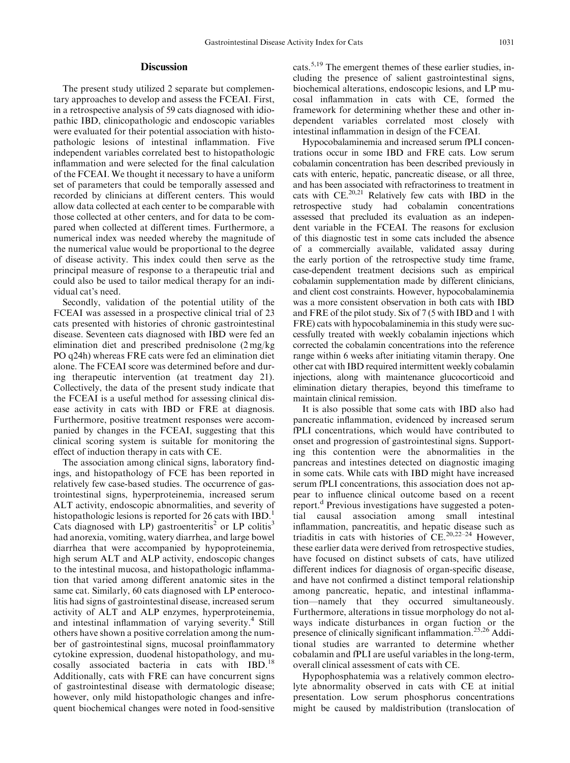## Discussion

The present study utilized 2 separate but complementary approaches to develop and assess the FCEAI. First, in a retrospective analysis of 59 cats diagnosed with idiopathic IBD, clinicopathologic and endoscopic variables were evaluated for their potential association with histopathologic lesions of intestinal inflammation. Five independent variables correlated best to histopathologic inflammation and were selected for the final calculation of the FCEAI. We thought it necessary to have a uniform set of parameters that could be temporally assessed and recorded by clinicians at different centers. This would allow data collected at each center to be comparable with those collected at other centers, and for data to be compared when collected at different times. Furthermore, a numerical index was needed whereby the magnitude of the numerical value would be proportional to the degree of disease activity. This index could then serve as the principal measure of response to a therapeutic trial and could also be used to tailor medical therapy for an individual cat's need.

Secondly, validation of the potential utility of the FCEAI was assessed in a prospective clinical trial of 23 cats presented with histories of chronic gastrointestinal disease. Seventeen cats diagnosed with IBD were fed an elimination diet and prescribed prednisolone (2 mg/kg PO q24h) whereas FRE cats were fed an elimination diet alone. The FCEAI score was determined before and during therapeutic intervention (at treatment day 21). Collectively, the data of the present study indicate that the FCEAI is a useful method for assessing clinical disease activity in cats with IBD or FRE at diagnosis. Furthermore, positive treatment responses were accompanied by changes in the FCEAI, suggesting that this clinical scoring system is suitable for monitoring the effect of induction therapy in cats with CE.

The association among clinical signs, laboratory findings, and histopathology of FCE has been reported in relatively few case-based studies. The occurrence of gastrointestinal signs, hyperproteinemia, increased serum ALT activity, endoscopic abnormalities, and severity of histopathologic lesions is reported for 26 cats with IBD.[1] Cats diagnosed with LP) gastroenteritis[2] or LP colitis[3] had anorexia, vomiting, watery diarrhea, and large bowel diarrhea that were accompanied by hypoproteinemia, high serum ALT and ALP activity, endoscopic changes to the intestinal mucosa, and histopathologic inflammation that varied among different anatomic sites in the same cat. Similarly, 60 cats diagnosed with LP enterocolitis had signs of gastrointestinal disease, increased serum activity of ALT and ALP enzymes, hyperproteinemia, and intestinal inflammation of varying severity.[4] Still others have shown a positive correlation among the number of gastrointestinal signs, mucosal proinflammatory cytokine expression, duodenal histopathology, and mucosally associated bacteria in cats with IBD.[18] Additionally, cats with FRE can have concurrent signs of gastrointestinal disease with dermatologic disease; however, only mild histopathologic changes and infrequent biochemical changes were noted in food-sensitive cats.[5,19] The emergent themes of these earlier studies, including the presence of salient gastrointestinal signs, biochemical alterations, endoscopic lesions, and LP mucosal inflammation in cats with CE, formed the framework for determining whether these and other independent variables correlated most closely with intestinal inflammation in design of the FCEAI.

Hypocobalaminemia and increased serum fPLI concentrations occur in some IBD and FRE cats. Low serum cobalamin concentration has been described previously in cats with enteric, hepatic, pancreatic disease, or all three, and has been associated with refractoriness to treatment in cats with CE.[20,21] Relatively few cats with IBD in the retrospective study had cobalamin concentrations assessed that precluded its evaluation as an independent variable in the FCEAI. The reasons for exclusion of this diagnostic test in some cats included the absence of a commercially available, validated assay during the early portion of the retrospective study time frame, case-dependent treatment decisions such as empirical cobalamin supplementation made by different clinicians, and client cost constraints. However, hypocobalaminemia was a more consistent observation in both cats with IBD and FRE of the pilot study. Six of 7 (5 with IBD and 1 with FRE) cats with hypocobalaminemia in this study were successfully treated with weekly cobalamin injections which corrected the cobalamin concentrations into the reference range within 6 weeks after initiating vitamin therapy. One other cat with IBD required intermittent weekly cobalamin injections, along with maintenance glucocorticoid and elimination dietary therapies, beyond this timeframe to maintain clinical remission.

It is also possible that some cats with IBD also had pancreatic inflammation, evidenced by increased serum fPLI concentrations, which would have contributed to onset and progression of gastrointestinal signs. Supporting this contention were the abnormalities in the pancreas and intestines detected on diagnostic imaging in some cats. While cats with IBD might have increased serum fPLI concentrations, this association does not appear to influence clinical outcome based on a recent report.[d] Previous investigations have suggested a potential causal association among small intestinal inflammation, pancreatitis, and hepatic disease such as triaditis in cats with histories of CE.[20,22–24] However, these earlier data were derived from retrospective studies, have focused on distinct subsets of cats, have utilized different indices for diagnosis of organ-specific disease, and have not confirmed a distinct temporal relationship among pancreatic, hepatic, and intestinal inflammation—namely that they occurred simultaneously. Furthermore, alterations in tissue morphology do not always indicate disturbances in organ fuction or the presence of clinically significant inflammation.[25,26] Additional studies are warranted to determine whether cobalamin and fPLI are useful variables in the long-term, overall clinical assessment of cats with CE.

Hypophosphatemia was a relatively common electrolyte abnormality observed in cats with CE at initial presentation. Low serum phosphorus concentrations might be caused by maldistribution (translocation of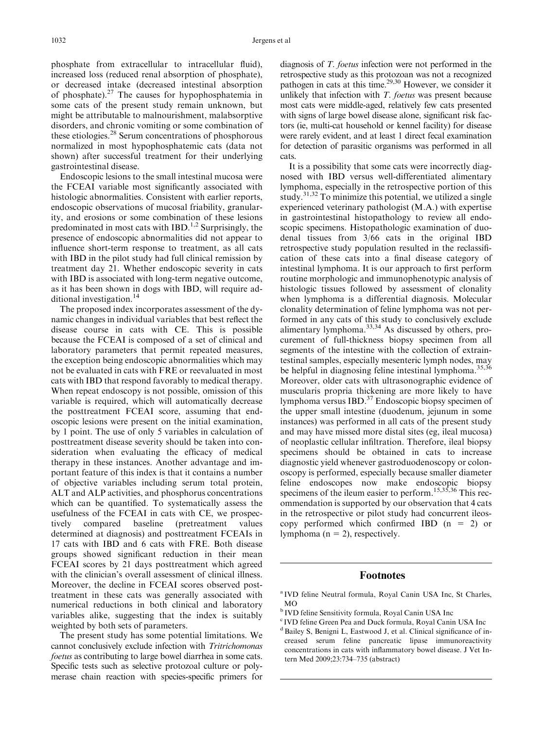phosphate from extracellular to intracellular fluid), increased loss (reduced renal absorption of phosphate), or decreased intake (decreased intestinal absorption of phosphate).[27] The causes for hypophosphatemia in some cats of the present study remain unknown, but might be attributable to malnourishment, malabsorptive disorders, and chronic vomiting or some combination of these etiologies.[28] Serum concentrations of phosphorous normalized in most hypophosphatemic cats (data not shown) after successful treatment for their underlying gastrointestinal disease.

Endoscopic lesions to the small intestinal mucosa were the FCEAI variable most significantly associated with histologic abnormalities. Consistent with earlier reports, endoscopic observations of mucosal friability, granularity, and erosions or some combination of these lesions predominated in most cats with IBD.[1,2] Surprisingly, the presence of endoscopic abnormalities did not appear to influence short-term response to treatment, as all cats with IBD in the pilot study had full clinical remission by treatment day 21. Whether endoscopic severity in cats with IBD is associated with long-term negative outcome, as it has been shown in dogs with IBD, will require additional investigation.[14]

The proposed index incorporates assessment of the dynamic changes in individual variables that best reflect the disease course in cats with CE. This is possible because the FCEAI is composed of a set of clinical and laboratory parameters that permit repeated measures, the exception being endoscopic abnormalities which may not be evaluated in cats with FRE or reevaluated in most cats with IBD that respond favorably to medical therapy. When repeat endoscopy is not possible, omission of this variable is required, which will automatically decrease the posttreatment FCEAI score, assuming that endoscopic lesions were present on the initial examination, by 1 point. The use of only 5 variables in calculation of posttreatment disease severity should be taken into consideration when evaluating the efficacy of medical therapy in these instances. Another advantage and important feature of this index is that it contains a number of objective variables including serum total protein, ALT and ALP activities, and phosphorus concentrations which can be quantified. To systematically assess the usefulness of the FCEAI in cats with CE, we prospectively compared baseline (pretreatment values determined at diagnosis) and posttreatment FCEAIs in 17 cats with IBD and 6 cats with FRE. Both disease groups showed significant reduction in their mean FCEAI scores by 21 days posttreatment which agreed with the clinician's overall assessment of clinical illness. Moreover, the decline in FCEAI scores observed posttreatment in these cats was generally associated with numerical reductions in both clinical and laboratory variables alike, suggesting that the index is suitably weighted by both sets of parameters.

The present study has some potential limitations. We cannot conclusively exclude infection with *Tritrichomonas foetus* as contributing to large bowel diarrhea in some cats. Specific tests such as selective protozoal culture or polymerase chain reaction with species-specific primers for diagnosis of *T. foetus* infection were not performed in the retrospective study as this protozoan was not a recognized pathogen in cats at this time.[29,30] However, we consider it unlikely that infection with *T. foetus* was present because most cats were middle-aged, relatively few cats presented with signs of large bowel disease alone, significant risk factors (ie, multi-cat household or kennel facility) for disease were rarely evident, and at least 1 direct fecal examination for detection of parasitic organisms was performed in all cats.

It is a possibility that some cats were incorrectly diagnosed with IBD versus well-differentiated alimentary lymphoma, especially in the retrospective portion of this study.[31,32] To minimize this potential, we utilized a single experienced veterinary pathologist (M.A.) with expertise in gastrointestinal histopathology to review all endoscopic specimens. Histopathologic examination of duodenal tissues from 3/66 cats in the original IBD retrospective study population resulted in the reclassification of these cats into a final disease category of intestinal lymphoma. It is our approach to first perform routine morphologic and immunophenotypic analysis of histologic tissues followed by assessment of clonality when lymphoma is a differential diagnosis. Molecular clonality determination of feline lymphoma was not performed in any cats of this study to conclusively exclude alimentary lymphoma.[33,34] As discussed by others, procurement of full-thickness biopsy specimen from all segments of the intestine with the collection of extraintestinal samples, especially mesenteric lymph nodes, may be helpful in diagnosing feline intestinal lymphoma.[35,36] Moreover, older cats with ultrasonographic evidence of muscularis propria thickening are more likely to have lymphoma versus IBD.[37] Endoscopic biopsy specimen of the upper small intestine (duodenum, jejunum in some instances) was performed in all cats of the present study and may have missed more distal sites (eg, ileal mucosa) of neoplastic cellular infiltration. Therefore, ileal biopsy specimens should be obtained in cats to increase diagnostic yield whenever gastroduodenoscopy or colonoscopy is performed, especially because smaller diameter feline endoscopes now make endoscopic biopsy specimens of the ileum easier to perform.[15,35,36] This recommendation is supported by our observation that 4 cats in the retrospective or pilot study had concurrent ileoscopy performed which confirmed IBD (n = 2) or lymphoma (n = 2), respectively.

## Footnotes

[a] IVD feline Neutral formula, Royal Canin USA Inc, St Charles, MO

[b] IVD feline Sensitivity formula, Royal Canin USA Inc

[c] IVD feline Green Pea and Duck formula, Royal Canin USA Inc

[d] Bailey S, Benigni L, Eastwood J, et al. Clinical significance of increased serum feline pancreatic lipase immunoreactivity concentrations in cats with inflammatory bowel disease. J Vet Intern Med 2009;23:734–735 (abstract)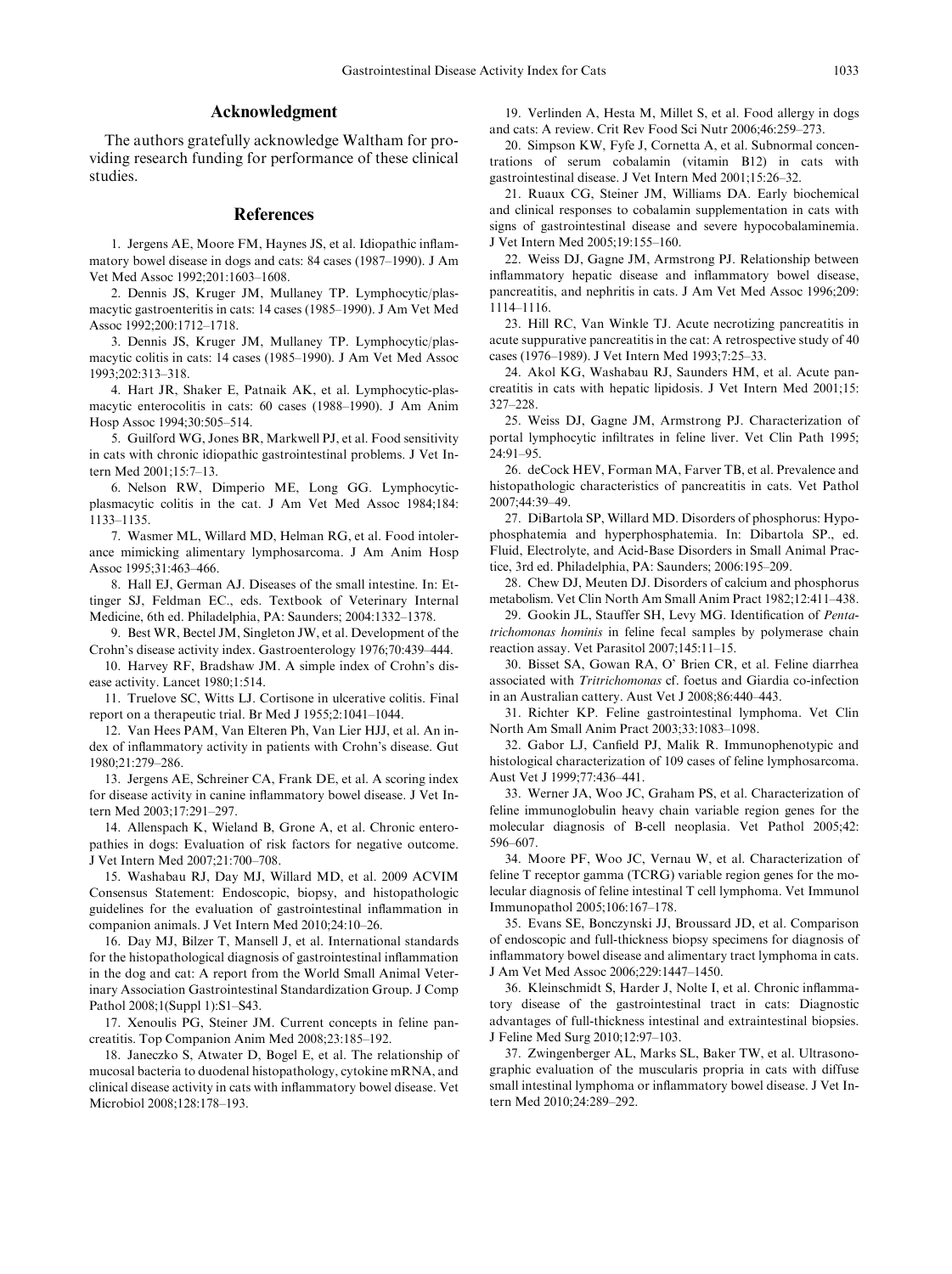## Acknowledgment

The authors gratefully acknowledge Waltham for providing research funding for performance of these clinical studies.

## References

1. Jergens AE, Moore FM, Haynes JS, et al. Idiopathic inflammatory bowel disease in dogs and cats: 84 cases (1987–1990). J Am Vet Med Assoc 1992;201:1603–1608.

2. Dennis JS, Kruger JM, Mullaney TP. Lymphocytic/plasmacytic gastroenteritis in cats: 14 cases (1985–1990). J Am Vet Med Assoc 1992;200:1712–1718.

3. Dennis JS, Kruger JM, Mullaney TP. Lymphocytic/plasmacytic colitis in cats: 14 cases (1985–1990). J Am Vet Med Assoc 1993;202:313–318.

4. Hart JR, Shaker E, Patnaik AK, et al. Lymphocytic-plasmacytic enterocolitis in cats: 60 cases (1988–1990). J Am Anim Hosp Assoc 1994;30:505–514.

5. Guilford WG, Jones BR, Markwell PJ, et al. Food sensitivity in cats with chronic idiopathic gastrointestinal problems. J Vet Intern Med 2001;15:7–13.

6. Nelson RW, Dimperio ME, Long GG. Lymphocytic-plasmacytic colitis in the cat. J Am Vet Med Assoc 1984;184: 1133–1135.

7. Wasmer ML, Willard MD, Helman RG, et al. Food intolerance mimicking alimentary lymphosarcoma. J Am Anim Hosp Assoc 1995;31:463–466.

8. Hall EJ, German AJ. Diseases of the small intestine. In: Ettinger SJ, Feldman EC., eds. Textbook of Veterinary Internal Medicine, 6th ed. Philadelphia, PA: Saunders; 2004:1332–1378.

9. Best WR, Bectel JM, Singleton JW, et al. Development of the Crohn's disease activity index. Gastroenterology 1976;70:439–444.

10. Harvey RF, Bradshaw JM. A simple index of Crohn's disease activity. Lancet 1980;1:514.

11. Truelove SC, Witts LJ. Cortisone in ulcerative colitis. Final report on a therapeutic trial. Br Med J 1955;2:1041–1044.

12. Van Hees PAM, Van Elteren Ph, Van Lier HJJ, et al. An index of inflammatory activity in patients with Crohn's disease. Gut 1980;21:279–286.

13. Jergens AE, Schreiner CA, Frank DE, et al. A scoring index for disease activity in canine inflammatory bowel disease. J Vet Intern Med 2003;17:291–297.

14. Allenspach K, Wieland B, Grone A, et al. Chronic enteropathies in dogs: Evaluation of risk factors for negative outcome. J Vet Intern Med 2007;21:700–708.

15. Washabau RJ, Day MJ, Willard MD, et al. 2009 ACVIM Consensus Statement: Endoscopic, biopsy, and histopathologic guidelines for the evaluation of gastrointestinal inflammation in companion animals. J Vet Intern Med 2010;24:10–26.

16. Day MJ, Bilzer T, Mansell J, et al. International standards for the histopathological diagnosis of gastrointestinal inflammation in the dog and cat: A report from the World Small Animal Veterinary Association Gastrointestinal Standardization Group. J Comp Pathol 2008;1(Suppl 1):S1–S43.

17. Xenoulis PG, Steiner JM. Current concepts in feline pancreatitis. Top Companion Anim Med 2008;23:185–192.

18. Janeczko S, Atwater D, Bogel E, et al. The relationship of mucosal bacteria to duodenal histopathology, cytokine mRNA, and clinical disease activity in cats with inflammatory bowel disease. Vet Microbiol 2008;128:178–193.

19. Verlinden A, Hesta M, Millet S, et al. Food allergy in dogs and cats: A review. Crit Rev Food Sci Nutr 2006;46:259–273.

20. Simpson KW, Fyfe J, Cornetta A, et al. Subnormal concentrations of serum cobalamin (vitamin B12) in cats with gastrointestinal disease. J Vet Intern Med 2001;15:26–32.

21. Ruaux CG, Steiner JM, Williams DA. Early biochemical and clinical responses to cobalamin supplementation in cats with signs of gastrointestinal disease and severe hypocobalaminemia. J Vet Intern Med 2005;19:155–160.

22. Weiss DJ, Gagne JM, Armstrong PJ. Relationship between inflammatory hepatic disease and inflammatory bowel disease, pancreatitis, and nephritis in cats. J Am Vet Med Assoc 1996;209: 1114–1116.

23. Hill RC, Van Winkle TJ. Acute necrotizing pancreatitis in acute suppurative pancreatitis in the cat: A retrospective study of 40 cases (1976–1989). J Vet Intern Med 1993;7:25–33.

24. Akol KG, Washabau RJ, Saunders HM, et al. Acute pancreatitis in cats with hepatic lipidosis. J Vet Intern Med 2001;15: 327–228.

25. Weiss DJ, Gagne JM, Armstrong PJ. Characterization of portal lymphocytic infiltrates in feline liver. Vet Clin Path 1995; 24:91–95.

26. deCock HEV, Forman MA, Farver TB, et al. Prevalence and histopathologic characteristics of pancreatitis in cats. Vet Pathol 2007;44:39–49.

27. DiBartola SP, Willard MD. Disorders of phosphorus: Hypophosphatemia and hyperphosphatemia. In: Dibartola SP., ed. Fluid, Electrolyte, and Acid-Base Disorders in Small Animal Practice, 3rd ed. Philadelphia, PA: Saunders; 2006:195–209.

28. Chew DJ, Meuten DJ. Disorders of calcium and phosphorus metabolism. Vet Clin North Am Small Anim Pract 1982;12:411–438.

29. Gookin JL, Stauffer SH, Levy MG. Identification of *Pentatrichomonas hominis* in feline fecal samples by polymerase chain reaction assay. Vet Parasitol 2007;145:11–15.

30. Bisset SA, Gowan RA, O' Brien CR, et al. Feline diarrhea associated with *Tritrichomonas* cf. foetus and Giardia co-infection in an Australian cattery. Aust Vet J 2008;86:440–443.

31. Richter KP. Feline gastrointestinal lymphoma. Vet Clin North Am Small Anim Pract 2003;33:1083–1098.

32. Gabor LJ, Canfield PJ, Malik R. Immunophenotypic and histological characterization of 109 cases of feline lymphosarcoma. Aust Vet J 1999;77:436–441.

33. Werner JA, Woo JC, Graham PS, et al. Characterization of feline immunoglobulin heavy chain variable region genes for the molecular diagnosis of B-cell neoplasia. Vet Pathol 2005;42: 596–607.

34. Moore PF, Woo JC, Vernau W, et al. Characterization of feline T receptor gamma (TCRG) variable region genes for the molecular diagnosis of feline intestinal T cell lymphoma. Vet Immunol Immunopathol 2005;106:167–178.

35. Evans SE, Bonczynski JJ, Broussard JD, et al. Comparison of endoscopic and full-thickness biopsy specimens for diagnosis of inflammatory bowel disease and alimentary tract lymphoma in cats. J Am Vet Med Assoc 2006;229:1447–1450.

36. Kleinschmidt S, Harder J, Nolte I, et al. Chronic inflammatory disease of the gastrointestinal tract in cats: Diagnostic advantages of full-thickness intestinal and extraintestinal biopsies. J Feline Med Surg 2010;12:97–103.

37. Zwingenberger AL, Marks SL, Baker TW, et al. Ultrasonographic evaluation of the muscularis propria in cats with diffuse small intestinal lymphoma or inflammatory bowel disease. J Vet Intern Med 2010;24:289–292.